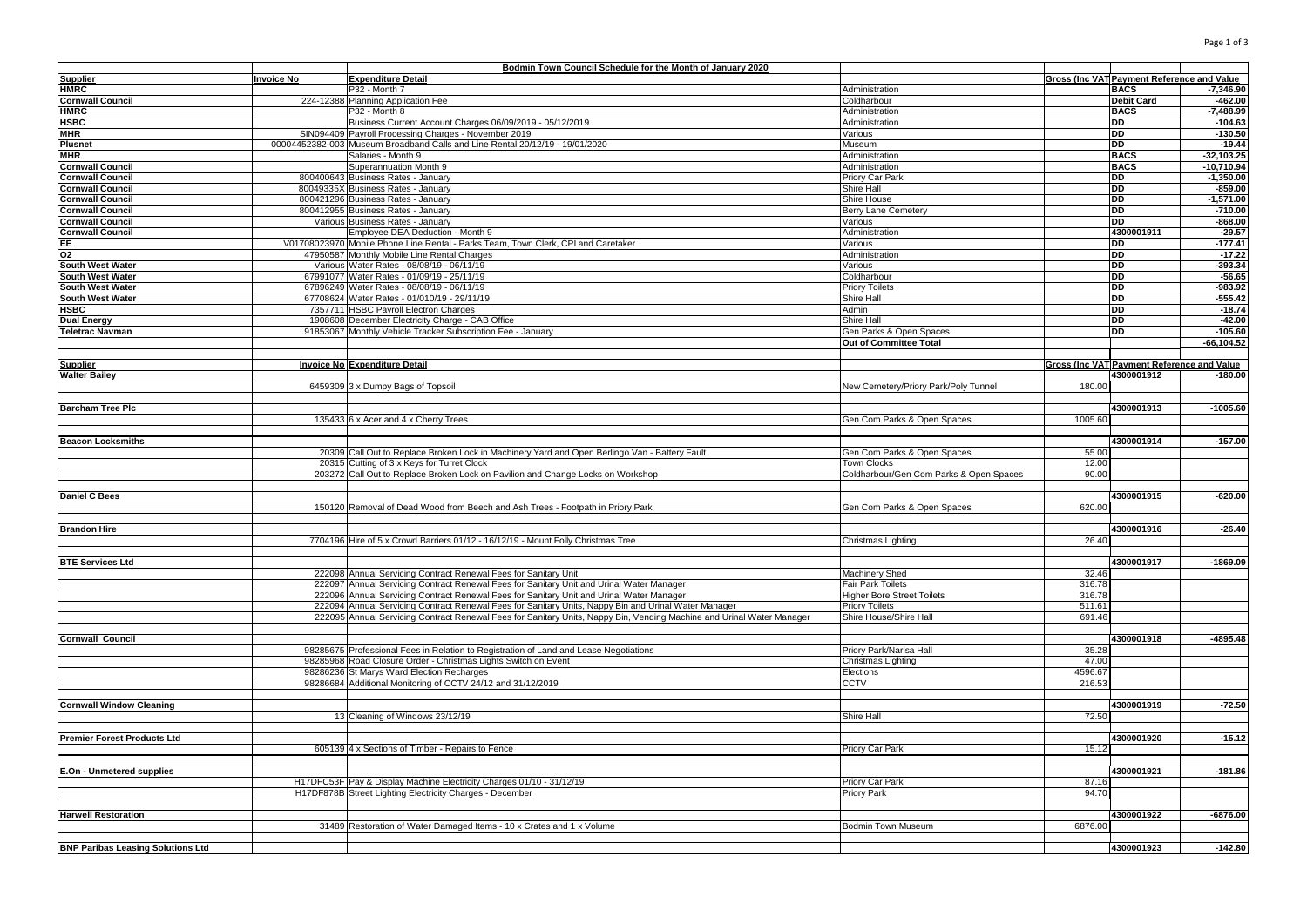# Bodmin Town Council Schedule for the Month of January 2020

| Supplier | Invoice No | Expenditure Detail | | Gross (Inc VAT) | Payment Reference and Value | |
|---|---|---|---|---|---|---|
| HMRC | | P32 - Month 7 | Administration | | BACS | -7,346.90 |
| Cornwall Council | 224-12388 | Planning Application Fee | Coldharbour | | Debit Card | -462.00 |
| HMRC | | P32 - Month 8 | Administration | | BACS | -7,488.99 |
| HSBC | | Business Current Account Charges 06/09/2019 - 05/12/2019 | Administration | | DD | -104.63 |
| MHR | SIN094409 | Payroll Processing Charges - November 2019 | Various | | DD | -130.50 |
| Plusnet | 00004452382-003 | Museum Broadband Calls and Line Rental 20/12/19 - 19/01/2020 | Museum | | DD | -19.44 |
| MHR | | Salaries - Month 9 | Administration | | BACS | -32,103.25 |
| Cornwall Council | | Superannuation Month 9 | Administration | | BACS | -10,710.94 |
| Cornwall Council | 800400643 | Business Rates - January | Priory Car Park | | DD | -1,350.00 |
| Cornwall Council | 80049335X | Business Rates - January | Shire Hall | | DD | -859.00 |
| Cornwall Council | 800421296 | Business Rates - January | Shire House | | DD | -1,571.00 |
| Cornwall Council | 800412955 | Business Rates - January | Berry Lane Cemetery | | DD | -710.00 |
| Cornwall Council | Various | Business Rates - January | Various | | DD | -868.00 |
| Cornwall Council | | Employee DEA Deduction - Month 9 | Administration | | 4300001911 | -29.57 |
| EE | V01708023970 | Mobile Phone Line Rental - Parks Team, Town Clerk, CPI and Caretaker | Various | | DD | -177.41 |
| O2 | 47950587 | Monthly Mobile Line Rental Charges | Administration | | DD | -17.22 |
| South West Water | Various | Water Rates - 08/08/19 - 06/11/19 | Various | | DD | -393.34 |
| South West Water | 67991077 | Water Rates - 01/09/19 - 25/11/19 | Coldharbour | | DD | -56.65 |
| South West Water | 67896249 | Water Rates - 08/08/19 - 06/11/19 | Priory Toilets | | DD | -983.92 |
| South West Water | 67708624 | Water Rates - 01/010/19 - 29/11/19 | Shire Hall | | DD | -555.42 |
| HSBC | 7357711 | HSBC Payroll Electron Charges | Admin | | DD | -18.74 |
| Dual Energy | 1908608 | December Electricity Charge - CAB Office | Shire Hall | | DD | -42.00 |
| Teletrac Navman | 91853067 | Monthly Vehicle Tracker Subscription Fee - January | Gen Parks & Open Spaces | | DD | -105.60 |
| | | | Out of Committee Total | | | -66,104.52 |

| Supplier | Invoice No | Expenditure Detail | | Gross (Inc VAT) | Payment Reference and Value | |
|---|---|---|---|---|---|---|
| Walter Bailey | | | | | 4300001912 | -180.00 |
| | 6459309 | 3 x Dumpy Bags of Topsoil | New Cemetery/Priory Park/Poly Tunnel | 180.00 | | |
| Barcham Tree Plc | | | | | 4300001913 | -1005.60 |
| | 135433 | 6 x Acer and 4 x Cherry Trees | Gen Com Parks & Open Spaces | 1005.60 | | |
| Beacon Locksmiths | | | | | 4300001914 | -157.00 |
| | 20309 | Call Out to Replace Broken Lock in Machinery Yard and Open Berlingo Van - Battery Fault | Gen Com Parks & Open Spaces | 55.00 | | |
| | 20315 | Cutting of 3 x Keys for Turret Clock | Town Clocks | 12.00 | | |
| | 203272 | Call Out to Replace Broken Lock on Pavilion and Change Locks on Workshop | Coldharbour/Gen Com Parks & Open Spaces | 90.00 | | |
| Daniel C Bees | | | | | 4300001915 | -620.00 |
| | 150120 | Removal of Dead Wood from Beech and Ash Trees - Footpath in Priory Park | Gen Com Parks & Open Spaces | 620.00 | | |
| Brandon Hire | | | | | 4300001916 | -26.40 |
| | 7704196 | Hire of 5 x Crowd Barriers 01/12 - 16/12/19 - Mount Folly Christmas Tree | Christmas Lighting | 26.40 | | |
| BTE Services Ltd | | | | | 4300001917 | -1869.09 |
| | 222098 | Annual Servicing Contract Renewal Fees for Sanitary Unit | Machinery Shed | 32.46 | | |
| | 222097 | Annual Servicing Contract Renewal Fees for Sanitary Unit and Urinal Water Manager | Fair Park Toilets | 316.78 | | |
| | 222096 | Annual Servicing Contract Renewal Fees for Sanitary Unit and Urinal Water Manager | Higher Bore Street Toilets | 316.78 | | |
| | 222094 | Annual Servicing Contract Renewal Fees for Sanitary Units, Nappy Bin and Urinal Water Manager | Priory Toilets | 511.61 | | |
| | 222095 | Annual Servicing Contract Renewal Fees for Sanitary Units, Nappy Bin, Vending Machine and Urinal Water Manager | Shire House/Shire Hall | 691.46 | | |
| Cornwall Council | | | | | 4300001918 | -4895.48 |
| | 98285675 | Professional Fees in Relation to Registration of Land and Lease Negotiations | Priory Park/Narisa Hall | 35.28 | | |
| | 98285968 | Road Closure Order - Christmas Lights Switch on Event | Christmas Lighting | 47.00 | | |
| | 98286236 | St Marys Ward Election Recharges | Elections | 4596.67 | | |
| | 98286684 | Additional Monitoring of CCTV 24/12 and 31/12/2019 | CCTV | 216.53 | | |
| Cornwall Window Cleaning | | | | | 4300001919 | -72.50 |
| | 13 | Cleaning of Windows 23/12/19 | Shire Hall | 72.50 | | |
| Premier Forest Products Ltd | | | | | 4300001920 | -15.12 |
| | 605139 | 4 x Sections of Timber - Repairs to Fence | Priory Car Park | 15.12 | | |
| E.On - Unmetered supplies | | | | | 4300001921 | -181.86 |
| | H17DFC53F | Pay & Display Machine Electricity Charges 01/10 - 31/12/19 | Priory Car Park | 87.16 | | |
| | H17DF878B | Street Lighting Electricity Charges - December | Priory Park | 94.70 | | |
| Harwell Restoration | | | | | 4300001922 | -6876.00 |
| | 31489 | Restoration of Water Damaged Items - 10 x Crates and 1 x Volume | Bodmin Town Museum | 6876.00 | | |
| BNP Paribas Leasing Solutions Ltd | | | | | 4300001923 | -142.80 |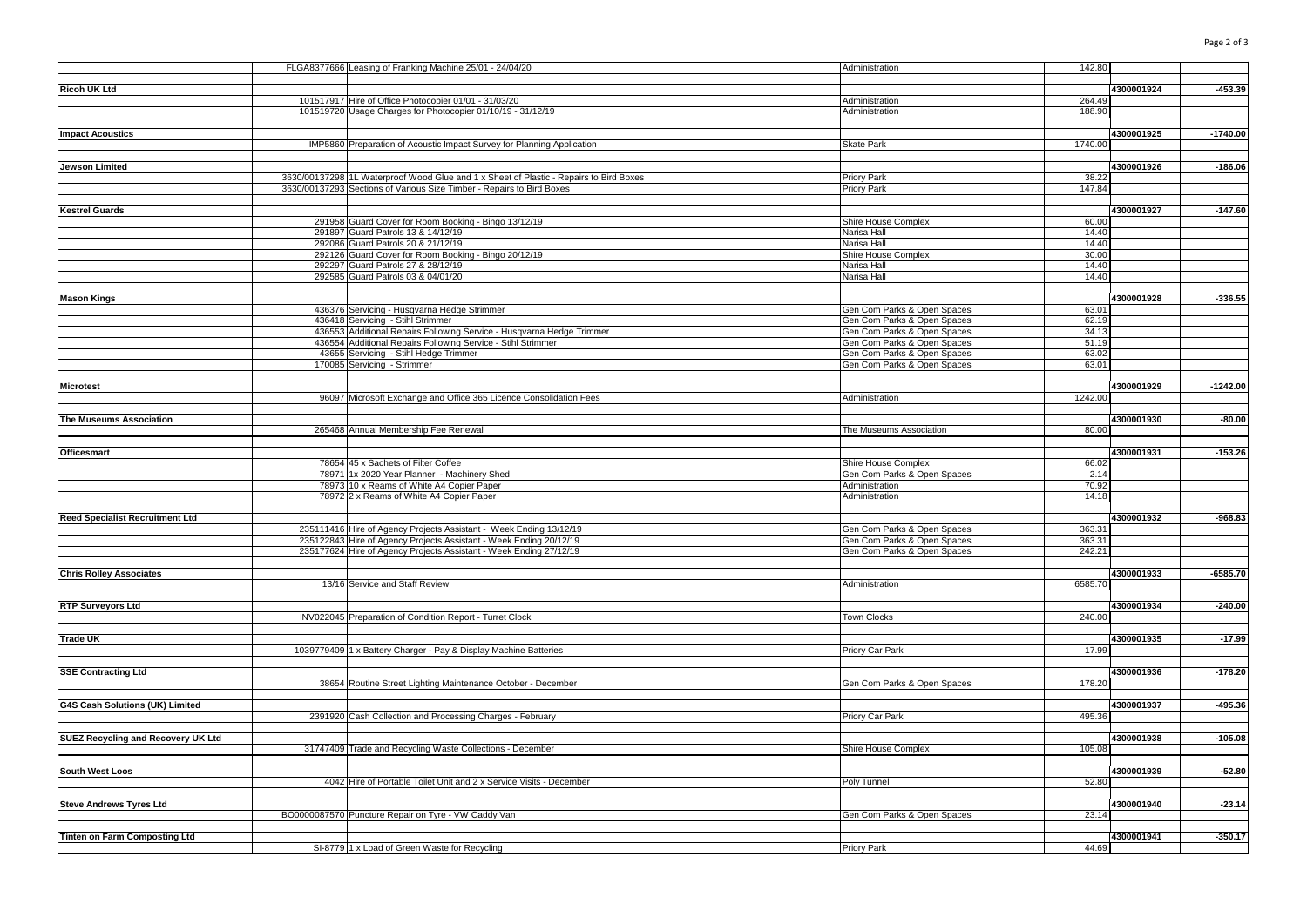| | | | | | | |
|---|---|---|---|---|---|---|
| | FLGA8377666 | Leasing of Franking Machine 25/01 - 24/04/20 | Administration | 142.80 | | |
| | | | | | | |
| **Ricoh UK Ltd** | | | | | 4300001924 | -453.39 |
| | 101517917 | Hire of Office Photocopier 01/01 - 31/03/20 | Administration | 264.49 | | |
| | 101519720 | Usage Charges for Photocopier 01/10/19 - 31/12/19 | Administration | 188.90 | | |
| | | | | | | |
| **Impact Acoustics** | | | | | 4300001925 | -1740.00 |
| | IMP5860 | Preparation of Acoustic Impact Survey for Planning Application | Skate Park | 1740.00 | | |
| | | | | | | |
| **Jewson Limited** | | | | | 4300001926 | -186.06 |
| | 3630/00137298 | 1L Waterproof Wood Glue and 1 x Sheet of Plastic - Repairs to Bird Boxes | Priory Park | 38.22 | | |
| | 3630/00137293 | Sections of Various Size Timber - Repairs to Bird Boxes | Priory Park | 147.84 | | |
| | | | | | | |
| **Kestrel Guards** | | | | | 4300001927 | -147.60 |
| | 291958 | Guard Cover for Room Booking - Bingo 13/12/19 | Shire House Complex | 60.00 | | |
| | 291897 | Guard Patrols 13 & 14/12/19 | Narisa Hall | 14.40 | | |
| | 292086 | Guard Patrols 20 & 21/12/19 | Narisa Hall | 14.40 | | |
| | 292126 | Guard Cover for Room Booking - Bingo 20/12/19 | Shire House Complex | 30.00 | | |
| | 292297 | Guard Patrols 27 & 28/12/19 | Narisa Hall | 14.40 | | |
| | 292585 | Guard Patrols 03 & 04/01/20 | Narisa Hall | 14.40 | | |
| | | | | | | |
| **Mason Kings** | | | | | 4300001928 | -336.55 |
| | 436376 | Servicing - Husqvarna Hedge Strimmer | Gen Com Parks & Open Spaces | 63.01 | | |
| | 436418 | Servicing - Stihl Strimmer | Gen Com Parks & Open Spaces | 62.19 | | |
| | 436553 | Additional Repairs Following Service - Husqvarna Hedge Trimmer | Gen Com Parks & Open Spaces | 34.13 | | |
| | 436554 | Additional Repairs Following Service - Stihl Strimmer | Gen Com Parks & Open Spaces | 51.19 | | |
| | 43655 | Servicing - Stihl Hedge Trimmer | Gen Com Parks & Open Spaces | 63.02 | | |
| | 170085 | Servicing - Strimmer | Gen Com Parks & Open Spaces | 63.01 | | |
| | | | | | | |
| **Microtest** | | | | | 4300001929 | -1242.00 |
| | 96097 | Microsoft Exchange and Office 365 Licence Consolidation Fees | Administration | 1242.00 | | |
| | | | | | | |
| **The Museums Association** | | | | | 4300001930 | -80.00 |
| | 265468 | Annual Membership Fee Renewal | The Museums Association | 80.00 | | |
| | | | | | | |
| **Officesmart** | | | | | 4300001931 | -153.26 |
| | 78654 | 45 x Sachets of Filter Coffee | Shire House Complex | 66.02 | | |
| | 78971 | 1x 2020 Year Planner - Machinery Shed | Gen Com Parks & Open Spaces | 2.14 | | |
| | 78973 | 10 x Reams of White A4 Copier Paper | Administration | 70.92 | | |
| | 78972 | 2 x Reams of White A4 Copier Paper | Administration | 14.18 | | |
| | | | | | | |
| **Reed Specialist Recruitment Ltd** | | | | | 4300001932 | -968.83 |
| | 235111416 | Hire of Agency Projects Assistant - Week Ending 13/12/19 | Gen Com Parks & Open Spaces | 363.31 | | |
| | 235122843 | Hire of Agency Projects Assistant - Week Ending 20/12/19 | Gen Com Parks & Open Spaces | 363.31 | | |
| | 235177624 | Hire of Agency Projects Assistant - Week Ending 27/12/19 | Gen Com Parks & Open Spaces | 242.21 | | |
| | | | | | | |
| **Chris Rolley Associates** | | | | | 4300001933 | -6585.70 |
| | 13/16 | Service and Staff Review | Administration | 6585.70 | | |
| | | | | | | |
| **RTP Surveyors Ltd** | | | | | 4300001934 | -240.00 |
| | INV022045 | Preparation of Condition Report - Turret Clock | Town Clocks | 240.00 | | |
| | | | | | | |
| **Trade UK** | | | | | 4300001935 | -17.99 |
| | 1039779409 | 1 x Battery Charger - Pay & Display Machine Batteries | Priory Car Park | 17.99 | | |
| | | | | | | |
| **SSE Contracting Ltd** | | | | | 4300001936 | -178.20 |
| | 38654 | Routine Street Lighting Maintenance October - December | Gen Com Parks & Open Spaces | 178.20 | | |
| | | | | | | |
| **G4S Cash Solutions (UK) Limited** | | | | | 4300001937 | -495.36 |
| | 2391920 | Cash Collection and Processing Charges - February | Priory Car Park | 495.36 | | |
| | | | | | | |
| **SUEZ Recycling and Recovery UK Ltd** | | | | | 4300001938 | -105.08 |
| | 31747409 | Trade and Recycling Waste Collections - December | Shire House Complex | 105.08 | | |
| | | | | | | |
| **South West Loos** | | | | | 4300001939 | -52.80 |
| | 4042 | Hire of Portable Toilet Unit and 2 x Service Visits - December | Poly Tunnel | 52.80 | | |
| | | | | | | |
| **Steve Andrews Tyres Ltd** | | | | | 4300001940 | -23.14 |
| | BO0000087570 | Puncture Repair on Tyre - VW Caddy Van | Gen Com Parks & Open Spaces | 23.14 | | |
| | | | | | | |
| **Tinten on Farm Composting Ltd** | | | | | 4300001941 | -350.17 |
| | SI-8779 | 1 x Load of Green Waste for Recycling | Priory Park | 44.69 | | |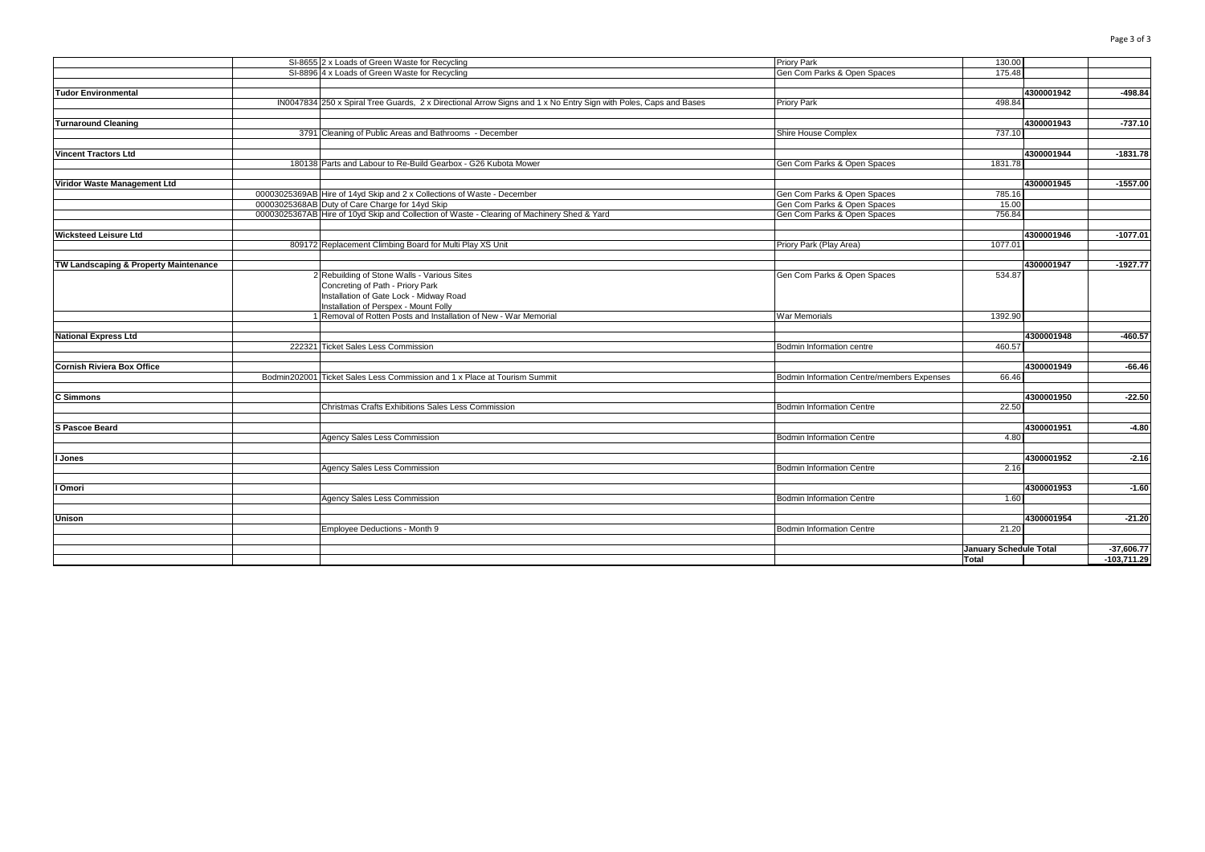| | | | | | | |
|---|---|---|---|---|---|---|
| | SI-8655 | 2 x Loads of Green Waste for Recycling | Priory Park | 130.00 | | |
| | SI-8896 | 4 x Loads of Green Waste for Recycling | Gen Com Parks & Open Spaces | 175.48 | | |
| | | | | | | |
| **Tudor Environmental** | | | | | **4300001942** | **-498.84** |
| | IN0047834 | 250 x Spiral Tree Guards, 2 x Directional Arrow Signs and 1 x No Entry Sign with Poles, Caps and Bases | Priory Park | 498.84 | | |
| | | | | | | |
| **Turnaround Cleaning** | | | | | **4300001943** | **-737.10** |
| | 3791 | Cleaning of Public Areas and Bathrooms - December | Shire House Complex | 737.10 | | |
| | | | | | | |
| **Vincent Tractors Ltd** | | | | | **4300001944** | **-1831.78** |
| | 180138 | Parts and Labour to Re-Build Gearbox - G26 Kubota Mower | Gen Com Parks & Open Spaces | 1831.78 | | |
| | | | | | | |
| **Viridor Waste Management Ltd** | | | | | **4300001945** | **-1557.00** |
| | 00003025369AB | Hire of 14yd Skip and 2 x Collections of Waste - December | Gen Com Parks & Open Spaces | 785.16 | | |
| | 00003025368AB | Duty of Care Charge for 14yd Skip | Gen Com Parks & Open Spaces | 15.00 | | |
| | 00003025367AB | Hire of 10yd Skip and Collection of Waste - Clearing of Machinery Shed & Yard | Gen Com Parks & Open Spaces | 756.84 | | |
| | | | | | | |
| **Wicksteed Leisure Ltd** | | | | | **4300001946** | **-1077.01** |
| | 809172 | Replacement Climbing Board for Multi Play XS Unit | Priory Park (Play Area) | 1077.01 | | |
| | | | | | | |
| **TW Landscaping & Property Maintenance** | | | | | **4300001947** | **-1927.77** |
| | 2 | Rebuilding of Stone Walls - Various Sites<br>Concreting of Path - Priory Park<br>Installation of Gate Lock - Midway Road<br>Installation of Perspex - Mount Folly | Gen Com Parks & Open Spaces | 534.87 | | |
| | 1 | Removal of Rotten Posts and Installation of New - War Memorial | War Memorials | 1392.90 | | |
| | | | | | | |
| **National Express Ltd** | | | | | **4300001948** | **-460.57** |
| | 222321 | Ticket Sales Less Commission | Bodmin Information centre | 460.57 | | |
| | | | | | | |
| **Cornish Riviera Box Office** | | | | | **4300001949** | **-66.46** |
| | Bodmin202001 | Ticket Sales Less Commission and 1 x Place at Tourism Summit | Bodmin Information Centre/members Expenses | 66.46 | | |
| | | | | | | |
| **C Simmons** | | | | | **4300001950** | **-22.50** |
| | | Christmas Crafts Exhibitions Sales Less Commission | Bodmin Information Centre | 22.50 | | |
| | | | | | | |
| **S Pascoe Beard** | | | | | **4300001951** | **-4.80** |
| | | Agency Sales Less Commission | Bodmin Information Centre | 4.80 | | |
| | | | | | | |
| **I Jones** | | | | | **4300001952** | **-2.16** |
| | | Agency Sales Less Commission | Bodmin Information Centre | 2.16 | | |
| | | | | | | |
| **I Omori** | | | | | **4300001953** | **-1.60** |
| | | Agency Sales Less Commission | Bodmin Information Centre | 1.60 | | |
| | | | | | | |
| **Unison** | | | | | **4300001954** | **-21.20** |
| | | Employee Deductions - Month 9 | Bodmin Information Centre | 21.20 | | |
| | | | | | | |
| | | | | **January Schedule Total** | | **-37,606.77** |
| | | | | **Total** | | **-103,711.29** |